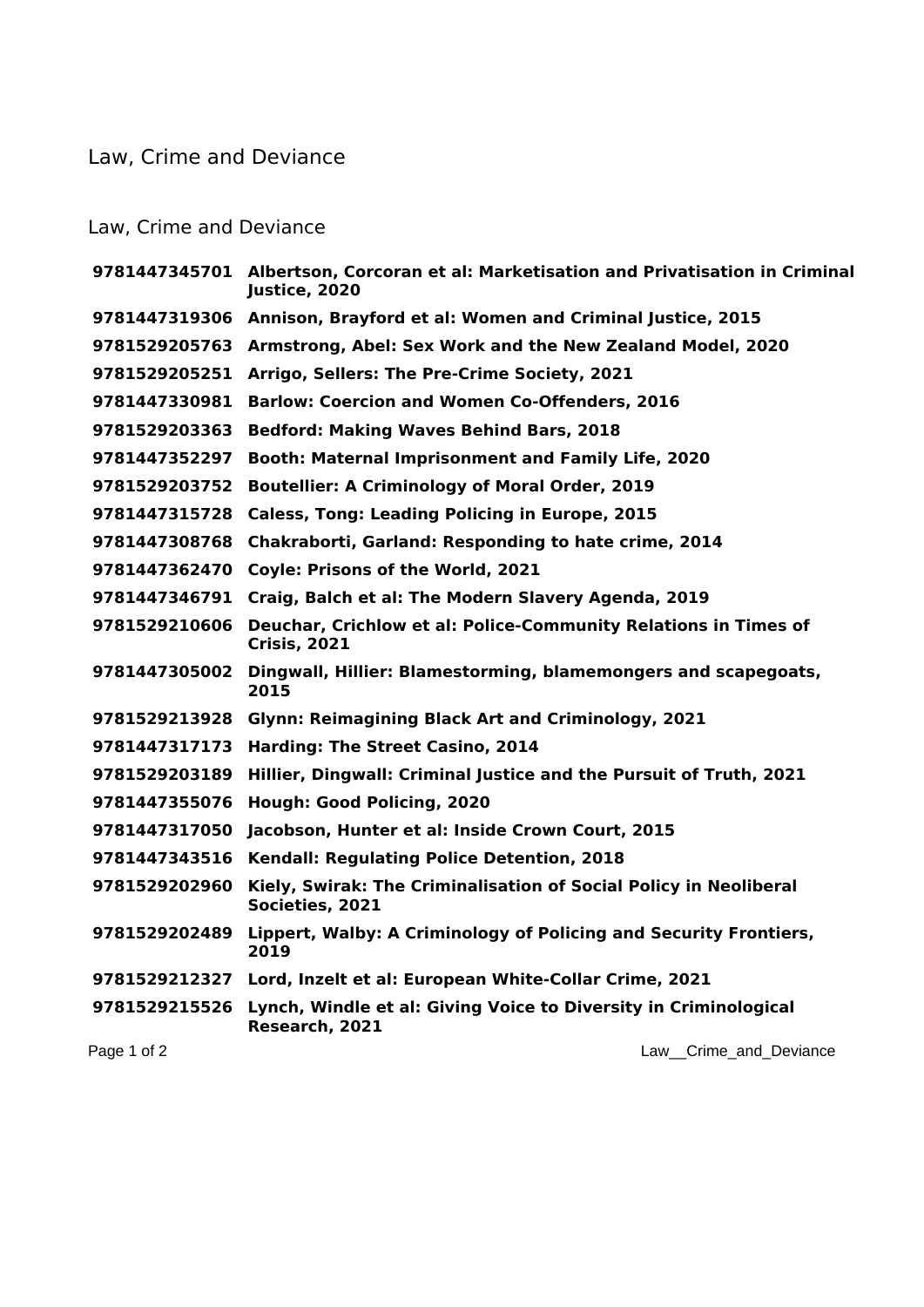# Law, Crime and Deviance

## Law, Crime and Deviance

| | |
|---|---|
| **9781447345701** | **Albertson, Corcoran et al: Marketisation and Privatisation in Criminal Justice, 2020** |
| **9781447319306** | **Annison, Brayford et al: Women and Criminal Justice, 2015** |
| **9781529205763** | **Armstrong, Abel: Sex Work and the New Zealand Model, 2020** |
| **9781529205251** | **Arrigo, Sellers: The Pre-Crime Society, 2021** |
| **9781447330981** | **Barlow: Coercion and Women Co-Offenders, 2016** |
| **9781529203363** | **Bedford: Making Waves Behind Bars, 2018** |
| **9781447352297** | **Booth: Maternal Imprisonment and Family Life, 2020** |
| **9781529203752** | **Boutellier: A Criminology of Moral Order, 2019** |
| **9781447315728** | **Caless, Tong: Leading Policing in Europe, 2015** |
| **9781447308768** | **Chakraborti, Garland: Responding to hate crime, 2014** |
| **9781447362470** | **Coyle: Prisons of the World, 2021** |
| **9781447346791** | **Craig, Balch et al: The Modern Slavery Agenda, 2019** |
| **9781529210606** | **Deuchar, Crichlow et al: Police-Community Relations in Times of Crisis, 2021** |
| **9781447305002** | **Dingwall, Hillier: Blamestorming, blamemongers and scapegoats, 2015** |
| **9781529213928** | **Glynn: Reimagining Black Art and Criminology, 2021** |
| **9781447317173** | **Harding: The Street Casino, 2014** |
| **9781529203189** | **Hillier, Dingwall: Criminal Justice and the Pursuit of Truth, 2021** |
| **9781447355076** | **Hough: Good Policing, 2020** |
| **9781447317050** | **Jacobson, Hunter et al: Inside Crown Court, 2015** |
| **9781447343516** | **Kendall: Regulating Police Detention, 2018** |
| **9781529202960** | **Kiely, Swirak: The Criminalisation of Social Policy in Neoliberal Societies, 2021** |
| **9781529202489** | **Lippert, Walby: A Criminology of Policing and Security Frontiers, 2019** |
| **9781529212327** | **Lord, Inzelt et al: European White-Collar Crime, 2021** |
| **9781529215526** | **Lynch, Windle et al: Giving Voice to Diversity in Criminological Research, 2021** |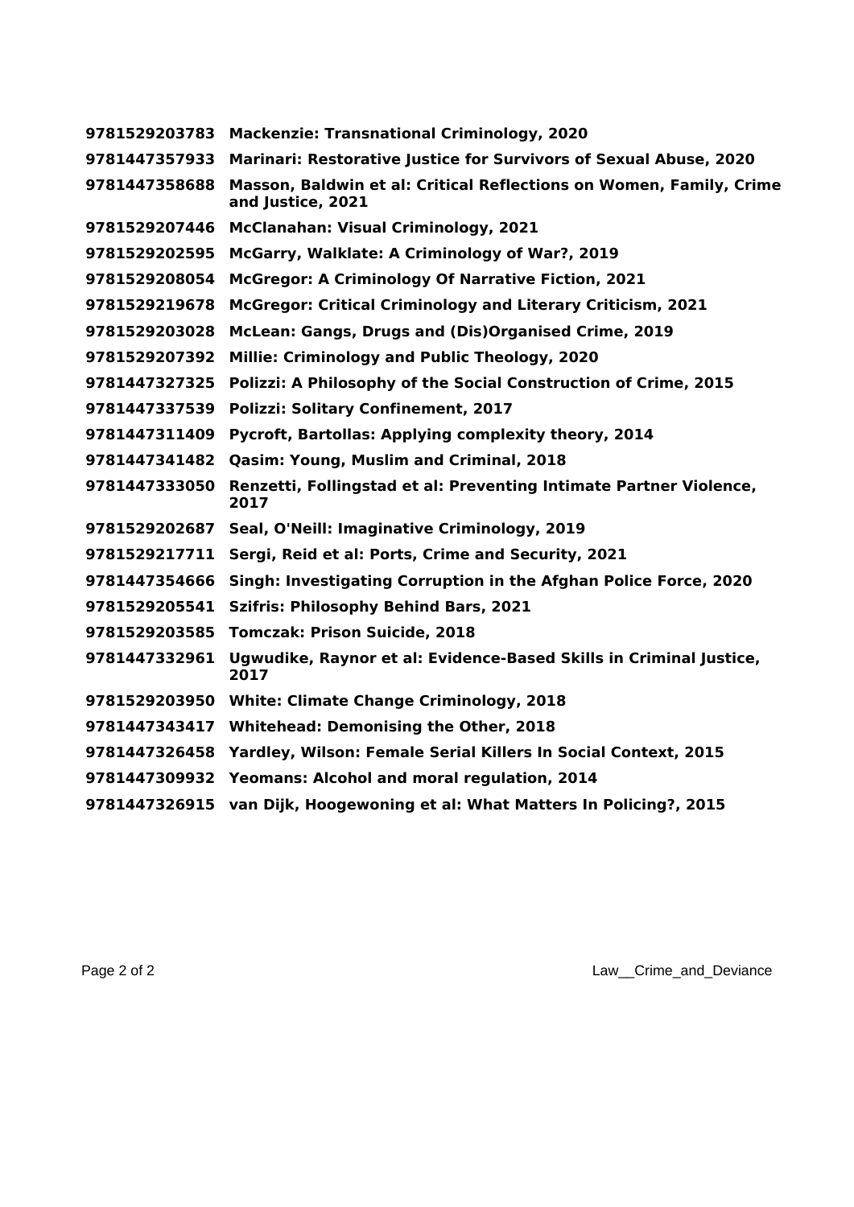| | |
|---|---|
| **9781529203783** | **Mackenzie: Transnational Criminology, 2020** |
| **9781447357933** | **Marinari: Restorative Justice for Survivors of Sexual Abuse, 2020** |
| **9781447358688** | **Masson, Baldwin et al: Critical Reflections on Women, Family, Crime and Justice, 2021** |
| **9781529207446** | **McClanahan: Visual Criminology, 2021** |
| **9781529202595** | **McGarry, Walklate: A Criminology of War?, 2019** |
| **9781529208054** | **McGregor: A Criminology Of Narrative Fiction, 2021** |
| **9781529219678** | **McGregor: Critical Criminology and Literary Criticism, 2021** |
| **9781529203028** | **McLean: Gangs, Drugs and (Dis)Organised Crime, 2019** |
| **9781529207392** | **Millie: Criminology and Public Theology, 2020** |
| **9781447327325** | **Polizzi: A Philosophy of the Social Construction of Crime, 2015** |
| **9781447337539** | **Polizzi: Solitary Confinement, 2017** |
| **9781447311409** | **Pycroft, Bartollas: Applying complexity theory, 2014** |
| **9781447341482** | **Qasim: Young, Muslim and Criminal, 2018** |
| **9781447333050** | **Renzetti, Follingstad et al: Preventing Intimate Partner Violence, 2017** |
| **9781529202687** | **Seal, O'Neill: Imaginative Criminology, 2019** |
| **9781529217711** | **Sergi, Reid et al: Ports, Crime and Security, 2021** |
| **9781447354666** | **Singh: Investigating Corruption in the Afghan Police Force, 2020** |
| **9781529205541** | **Szifris: Philosophy Behind Bars, 2021** |
| **9781529203585** | **Tomczak: Prison Suicide, 2018** |
| **9781447332961** | **Ugwudike, Raynor et al: Evidence-Based Skills in Criminal Justice, 2017** |
| **9781529203950** | **White: Climate Change Criminology, 2018** |
| **9781447343417** | **Whitehead: Demonising the Other, 2018** |
| **9781447326458** | **Yardley, Wilson: Female Serial Killers In Social Context, 2015** |
| **9781447309932** | **Yeomans: Alcohol and moral regulation, 2014** |
| **9781447326915** | **van Dijk, Hoogewoning et al: What Matters In Policing?, 2015** |